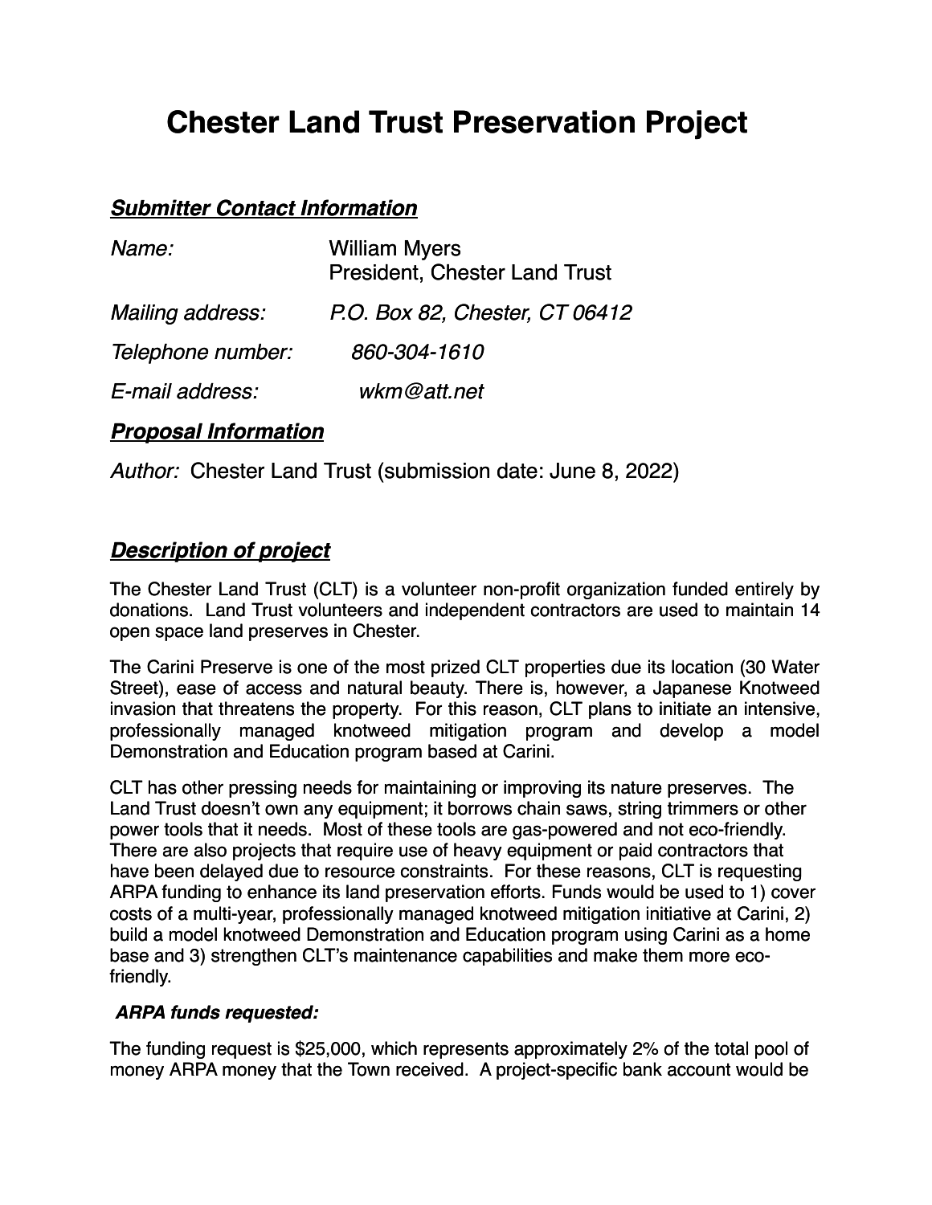# Chester Land Trust Preservation Project

## ***Submitter Contact Information***

| | |
|---|---|
| *Name:* | William Myers<br>President, Chester Land Trust |
| *Mailing address:* | *P.O. Box 82, Chester, CT 06412* |
| *Telephone number:* | *860-304-1610* |
| *E-mail address:* | *wkm@att.net* |

## ***Proposal Information***

*Author:* Chester Land Trust (submission date: June 8, 2022)

## ***Description of project***

The Chester Land Trust (CLT) is a volunteer non-profit organization funded entirely by donations. Land Trust volunteers and independent contractors are used to maintain 14 open space land preserves in Chester.

The Carini Preserve is one of the most prized CLT properties due its location (30 Water Street), ease of access and natural beauty. There is, however, a Japanese Knotweed invasion that threatens the property. For this reason, CLT plans to initiate an intensive, professionally managed knotweed mitigation program and develop a model Demonstration and Education program based at Carini.

CLT has other pressing needs for maintaining or improving its nature preserves. The Land Trust doesn't own any equipment; it borrows chain saws, string trimmers or other power tools that it needs. Most of these tools are gas-powered and not eco-friendly. There are also projects that require use of heavy equipment or paid contractors that have been delayed due to resource constraints. For these reasons, CLT is requesting ARPA funding to enhance its land preservation efforts. Funds would be used to 1) cover costs of a multi-year, professionally managed knotweed mitigation initiative at Carini, 2) build a model knotweed Demonstration and Education program using Carini as a home base and 3) strengthen CLT's maintenance capabilities and make them more eco-friendly.

***ARPA funds requested:***

The funding request is $25,000, which represents approximately 2% of the total pool of money ARPA money that the Town received. A project-specific bank account would be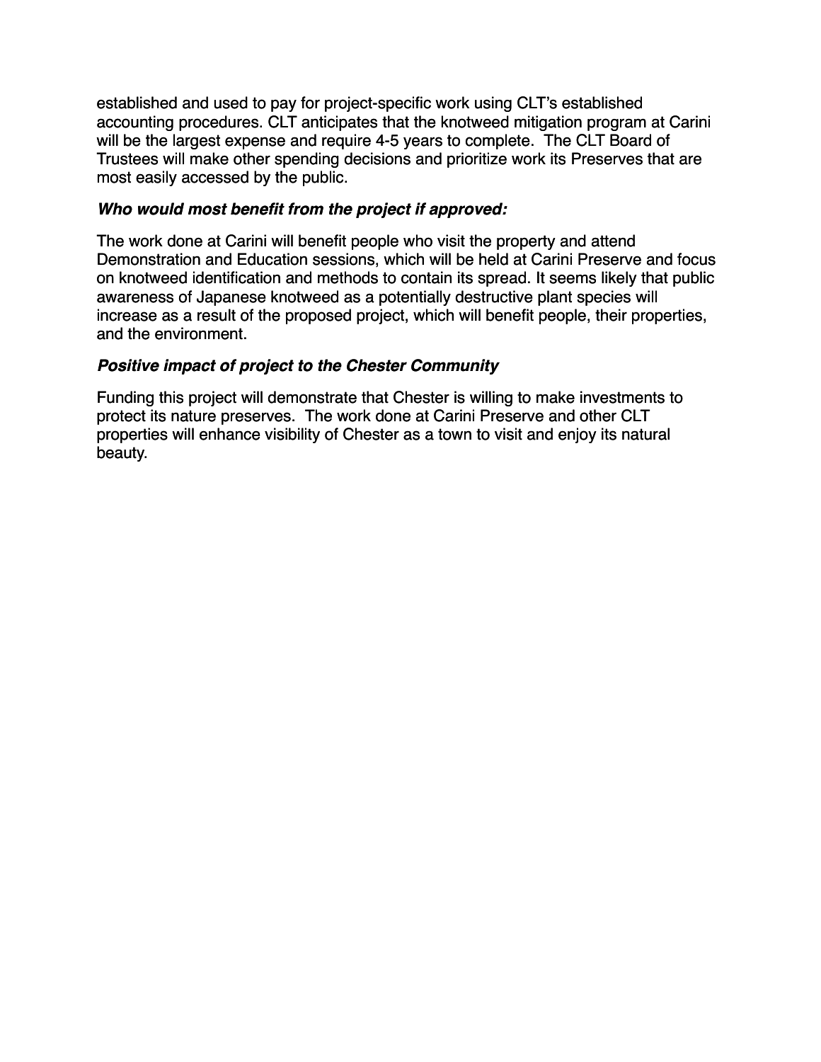established and used to pay for project-specific work using CLT's established accounting procedures. CLT anticipates that the knotweed mitigation program at Carini will be the largest expense and require 4-5 years to complete. The CLT Board of Trustees will make other spending decisions and prioritize work its Preserves that are most easily accessed by the public.

***Who would most benefit from the project if approved:***

The work done at Carini will benefit people who visit the property and attend Demonstration and Education sessions, which will be held at Carini Preserve and focus on knotweed identification and methods to contain its spread. It seems likely that public awareness of Japanese knotweed as a potentially destructive plant species will increase as a result of the proposed project, which will benefit people, their properties, and the environment.

***Positive impact of project to the Chester Community***

Funding this project will demonstrate that Chester is willing to make investments to protect its nature preserves. The work done at Carini Preserve and other CLT properties will enhance visibility of Chester as a town to visit and enjoy its natural beauty.